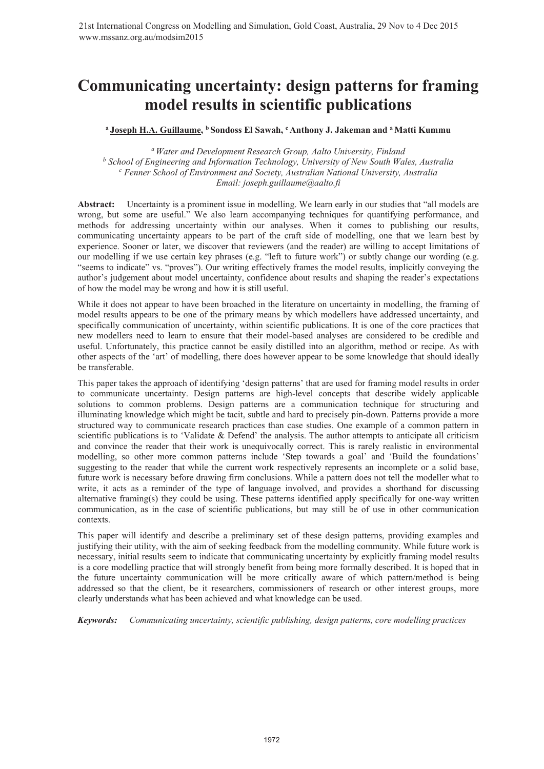# Communicating uncertainty: design patterns for framing model results in scientific publications

[a] **Joseph H.A. Guillaume**, [b] **Sondoss El Sawah**, [c] **Anthony J. Jakeman** and [a] **Matti Kummu**

[a] *Water and Development Research Group, Aalto University, Finland*
[b] *School of Engineering and Information Technology, University of New South Wales, Australia*
[c] *Fenner School of Environment and Society, Australian National University, Australia*
*Email: joseph.guillaume@aalto.fi*

**Abstract:** Uncertainty is a prominent issue in modelling. We learn early in our studies that "all models are wrong, but some are useful." We also learn accompanying techniques for quantifying performance, and methods for addressing uncertainty within our analyses. When it comes to publishing our results, communicating uncertainty appears to be part of the craft side of modelling, one that we learn best by experience. Sooner or later, we discover that reviewers (and the reader) are willing to accept limitations of our modelling if we use certain key phrases (e.g. "left to future work") or subtly change our wording (e.g. "seems to indicate" vs. "proves"). Our writing effectively frames the model results, implicitly conveying the author's judgement about model uncertainty, confidence about results and shaping the reader's expectations of how the model may be wrong and how it is still useful.

While it does not appear to have been broached in the literature on uncertainty in modelling, the framing of model results appears to be one of the primary means by which modellers have addressed uncertainty, and specifically communication of uncertainty, within scientific publications. It is one of the core practices that new modellers need to learn to ensure that their model-based analyses are considered to be credible and useful. Unfortunately, this practice cannot be easily distilled into an algorithm, method or recipe. As with other aspects of the 'art' of modelling, there does however appear to be some knowledge that should ideally be transferable.

This paper takes the approach of identifying 'design patterns' that are used for framing model results in order to communicate uncertainty. Design patterns are high-level concepts that describe widely applicable solutions to common problems. Design patterns are a communication technique for structuring and illuminating knowledge which might be tacit, subtle and hard to precisely pin-down. Patterns provide a more structured way to communicate research practices than case studies. One example of a common pattern in scientific publications is to 'Validate & Defend' the analysis. The author attempts to anticipate all criticism and convince the reader that their work is unequivocally correct. This is rarely realistic in environmental modelling, so other more common patterns include 'Step towards a goal' and 'Build the foundations' suggesting to the reader that while the current work respectively represents an incomplete or a solid base, future work is necessary before drawing firm conclusions. While a pattern does not tell the modeller what to write, it acts as a reminder of the type of language involved, and provides a shorthand for discussing alternative framing(s) they could be using. These patterns identified apply specifically for one-way written communication, as in the case of scientific publications, but may still be of use in other communication contexts.

This paper will identify and describe a preliminary set of these design patterns, providing examples and justifying their utility, with the aim of seeking feedback from the modelling community. While future work is necessary, initial results seem to indicate that communicating uncertainty by explicitly framing model results is a core modelling practice that will strongly benefit from being more formally described. It is hoped that in the future uncertainty communication will be more critically aware of which pattern/method is being addressed so that the client, be it researchers, commissioners of research or other interest groups, more clearly understands what has been achieved and what knowledge can be used.

***Keywords:*** *Communicating uncertainty, scientific publishing, design patterns, core modelling practices*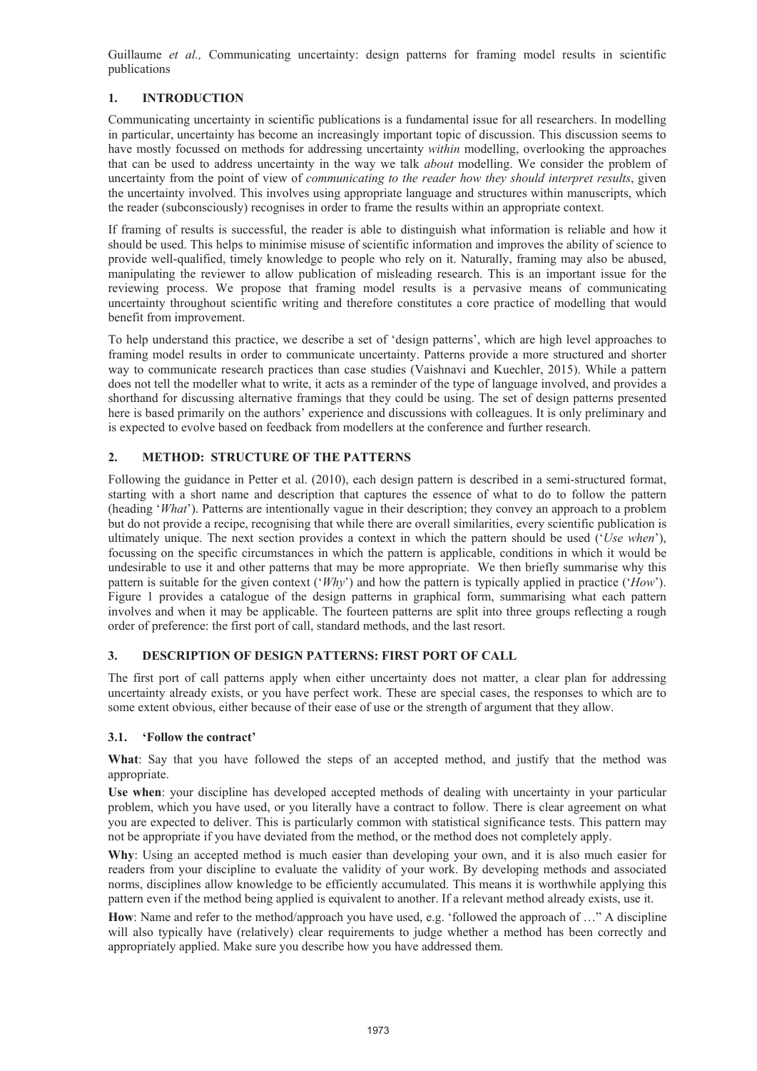## 1. INTRODUCTION

Communicating uncertainty in scientific publications is a fundamental issue for all researchers. In modelling in particular, uncertainty has become an increasingly important topic of discussion. This discussion seems to have mostly focussed on methods for addressing uncertainty *within* modelling, overlooking the approaches that can be used to address uncertainty in the way we talk *about* modelling. We consider the problem of uncertainty from the point of view of *communicating to the reader how they should interpret results*, given the uncertainty involved. This involves using appropriate language and structures within manuscripts, which the reader (subconsciously) recognises in order to frame the results within an appropriate context.

If framing of results is successful, the reader is able to distinguish what information is reliable and how it should be used. This helps to minimise misuse of scientific information and improves the ability of science to provide well-qualified, timely knowledge to people who rely on it. Naturally, framing may also be abused, manipulating the reviewer to allow publication of misleading research. This is an important issue for the reviewing process. We propose that framing model results is a pervasive means of communicating uncertainty throughout scientific writing and therefore constitutes a core practice of modelling that would benefit from improvement.

To help understand this practice, we describe a set of 'design patterns', which are high level approaches to framing model results in order to communicate uncertainty. Patterns provide a more structured and shorter way to communicate research practices than case studies (Vaishnavi and Kuechler, 2015). While a pattern does not tell the modeller what to write, it acts as a reminder of the type of language involved, and provides a shorthand for discussing alternative framings that they could be using. The set of design patterns presented here is based primarily on the authors' experience and discussions with colleagues. It is only preliminary and is expected to evolve based on feedback from modellers at the conference and further research.

## 2. METHOD: STRUCTURE OF THE PATTERNS

Following the guidance in Petter et al. (2010), each design pattern is described in a semi-structured format, starting with a short name and description that captures the essence of what to do to follow the pattern (heading '*What*'). Patterns are intentionally vague in their description; they convey an approach to a problem but do not provide a recipe, recognising that while there are overall similarities, every scientific publication is ultimately unique. The next section provides a context in which the pattern should be used ('*Use when*'), focussing on the specific circumstances in which the pattern is applicable, conditions in which it would be undesirable to use it and other patterns that may be more appropriate. We then briefly summarise why this pattern is suitable for the given context ('*Why*') and how the pattern is typically applied in practice ('*How*'). Figure 1 provides a catalogue of the design patterns in graphical form, summarising what each pattern involves and when it may be applicable. The fourteen patterns are split into three groups reflecting a rough order of preference: the first port of call, standard methods, and the last resort.

## 3. DESCRIPTION OF DESIGN PATTERNS: FIRST PORT OF CALL

The first port of call patterns apply when either uncertainty does not matter, a clear plan for addressing uncertainty already exists, or you have perfect work. These are special cases, the responses to which are to some extent obvious, either because of their ease of use or the strength of argument that they allow.

### 3.1. 'Follow the contract'

**What**: Say that you have followed the steps of an accepted method, and justify that the method was appropriate.

**Use when**: your discipline has developed accepted methods of dealing with uncertainty in your particular problem, which you have used, or you literally have a contract to follow. There is clear agreement on what you are expected to deliver. This is particularly common with statistical significance tests. This pattern may not be appropriate if you have deviated from the method, or the method does not completely apply.

**Why**: Using an accepted method is much easier than developing your own, and it is also much easier for readers from your discipline to evaluate the validity of your work. By developing methods and associated norms, disciplines allow knowledge to be efficiently accumulated. This means it is worthwhile applying this pattern even if the method being applied is equivalent to another. If a relevant method already exists, use it.

**How**: Name and refer to the method/approach you have used, e.g. 'followed the approach of …" A discipline will also typically have (relatively) clear requirements to judge whether a method has been correctly and appropriately applied. Make sure you describe how you have addressed them.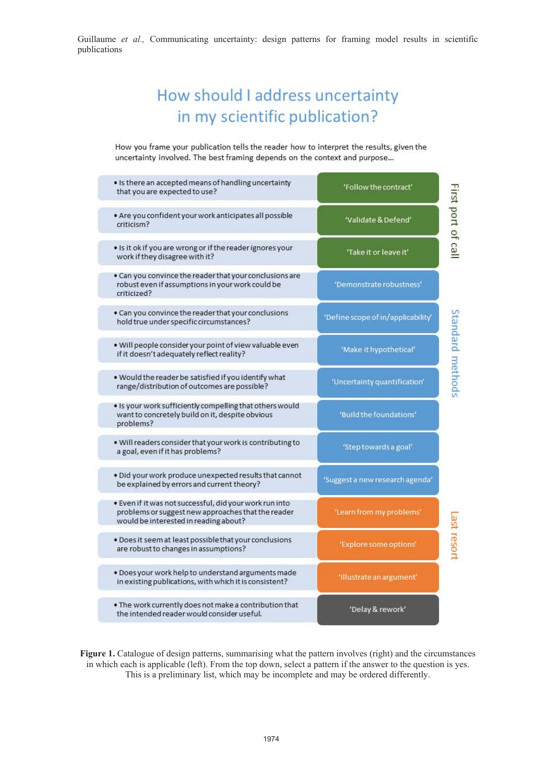# How should I address uncertainty in my scientific publication?

How you frame your publication tells the reader how to interpret the results, given the uncertainty involved. The best framing depends on the context and purpose...

| Question | Design pattern | Category |
|---|---|---|
| • Is there an accepted means of handling uncertainty that you are expected to use? | 'Follow the contract' | First port of call |
| • Are you confident your work anticipates all possible criticism? | 'Validate & Defend' | First port of call |
| • Is it ok if you are wrong or if the reader ignores your work if they disagree with it? | 'Take it or leave it' | First port of call |
| • Can you convince the reader that your conclusions are robust even if assumptions in your work could be criticized? | 'Demonstrate robustness' | Standard methods |
| • Can you convince the reader that your conclusions hold true under specific circumstances? | 'Define scope of in/applicability' | Standard methods |
| • Will people consider your point of view valuable even if it doesn't adequately reflect reality? | 'Make it hypothetical' | Standard methods |
| • Would the reader be satisfied if you identify what range/distribution of outcomes are possible? | 'Uncertainty quantification' | Standard methods |
| • Is your work sufficiently compelling that others would want to concretely build on it, despite obvious problems? | 'Build the foundations' | Standard methods |
| • Will readers consider that your work is contributing to a goal, even if it has problems? | 'Step towards a goal' | Standard methods |
| • Did your work produce unexpected results that cannot be explained by errors and current theory? | 'Suggest a new research agenda' | Standard methods |
| • Even if it was not successful, did your work run into problems or suggest new approaches that the reader would be interested in reading about? | 'Learn from my problems' | Last resort |
| • Does it seem at least possible that your conclusions are robust to changes in assumptions? | 'Explore some options' | Last resort |
| • Does your work help to understand arguments made in existing publications, with which it is consistent? | 'Illustrate an argument' | Last resort |
| • The work currently does not make a contribution that the intended reader would consider useful. | 'Delay & rework' | |

**Figure 1.** Catalogue of design patterns, summarising what the pattern involves (right) and the circumstances in which each is applicable (left). From the top down, select a pattern if the answer to the question is yes. This is a preliminary list, which may be incomplete and may be ordered differently.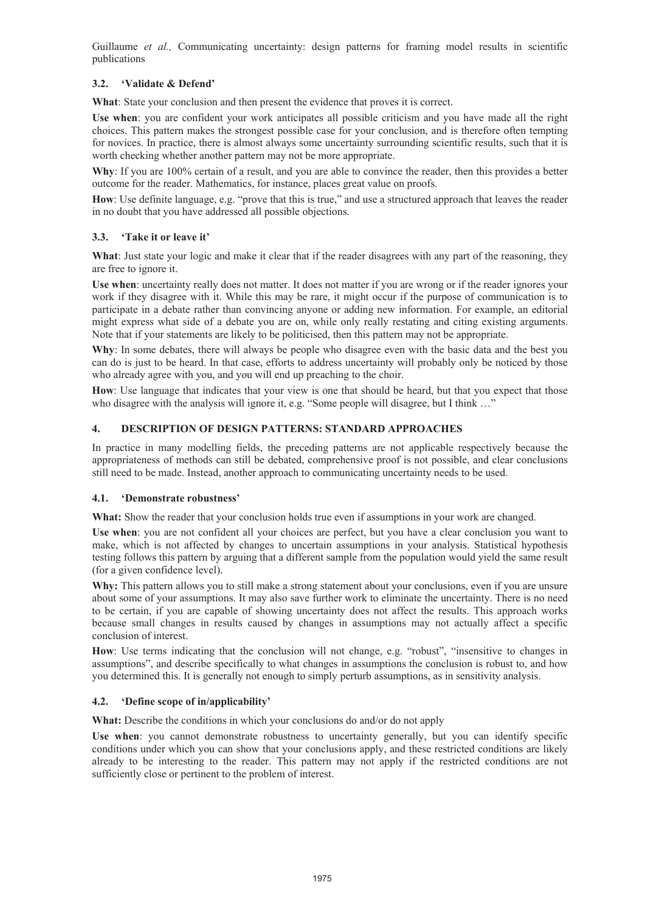### 3.2. 'Validate & Defend'

**What**: State your conclusion and then present the evidence that proves it is correct.

**Use when**: you are confident your work anticipates all possible criticism and you have made all the right choices. This pattern makes the strongest possible case for your conclusion, and is therefore often tempting for novices. In practice, there is almost always some uncertainty surrounding scientific results, such that it is worth checking whether another pattern may not be more appropriate.

**Why**: If you are 100% certain of a result, and you are able to convince the reader, then this provides a better outcome for the reader. Mathematics, for instance, places great value on proofs.

**How**: Use definite language, e.g. "prove that this is true," and use a structured approach that leaves the reader in no doubt that you have addressed all possible objections.

### 3.3. 'Take it or leave it'

**What**: Just state your logic and make it clear that if the reader disagrees with any part of the reasoning, they are free to ignore it.

**Use when**: uncertainty really does not matter. It does not matter if you are wrong or if the reader ignores your work if they disagree with it. While this may be rare, it might occur if the purpose of communication is to participate in a debate rather than convincing anyone or adding new information. For example, an editorial might express what side of a debate you are on, while only really restating and citing existing arguments. Note that if your statements are likely to be politicised, then this pattern may not be appropriate.

**Why**: In some debates, there will always be people who disagree even with the basic data and the best you can do is just to be heard. In that case, efforts to address uncertainty will probably only be noticed by those who already agree with you, and you will end up preaching to the choir.

**How**: Use language that indicates that your view is one that should be heard, but that you expect that those who disagree with the analysis will ignore it, e.g. "Some people will disagree, but I think …"

## 4. DESCRIPTION OF DESIGN PATTERNS: STANDARD APPROACHES

In practice in many modelling fields, the preceding patterns are not applicable respectively because the appropriateness of methods can still be debated, comprehensive proof is not possible, and clear conclusions still need to be made. Instead, another approach to communicating uncertainty needs to be used.

### 4.1. 'Demonstrate robustness'

**What:** Show the reader that your conclusion holds true even if assumptions in your work are changed.

**Use when**: you are not confident all your choices are perfect, but you have a clear conclusion you want to make, which is not affected by changes to uncertain assumptions in your analysis. Statistical hypothesis testing follows this pattern by arguing that a different sample from the population would yield the same result (for a given confidence level).

**Why:** This pattern allows you to still make a strong statement about your conclusions, even if you are unsure about some of your assumptions. It may also save further work to eliminate the uncertainty. There is no need to be certain, if you are capable of showing uncertainty does not affect the results. This approach works because small changes in results caused by changes in assumptions may not actually affect a specific conclusion of interest.

**How**: Use terms indicating that the conclusion will not change, e.g. "robust", "insensitive to changes in assumptions", and describe specifically to what changes in assumptions the conclusion is robust to, and how you determined this. It is generally not enough to simply perturb assumptions, as in sensitivity analysis.

### 4.2. 'Define scope of in/applicability'

**What:** Describe the conditions in which your conclusions do and/or do not apply

**Use when**: you cannot demonstrate robustness to uncertainty generally, but you can identify specific conditions under which you can show that your conclusions apply, and these restricted conditions are likely already to be interesting to the reader. This pattern may not apply if the restricted conditions are not sufficiently close or pertinent to the problem of interest.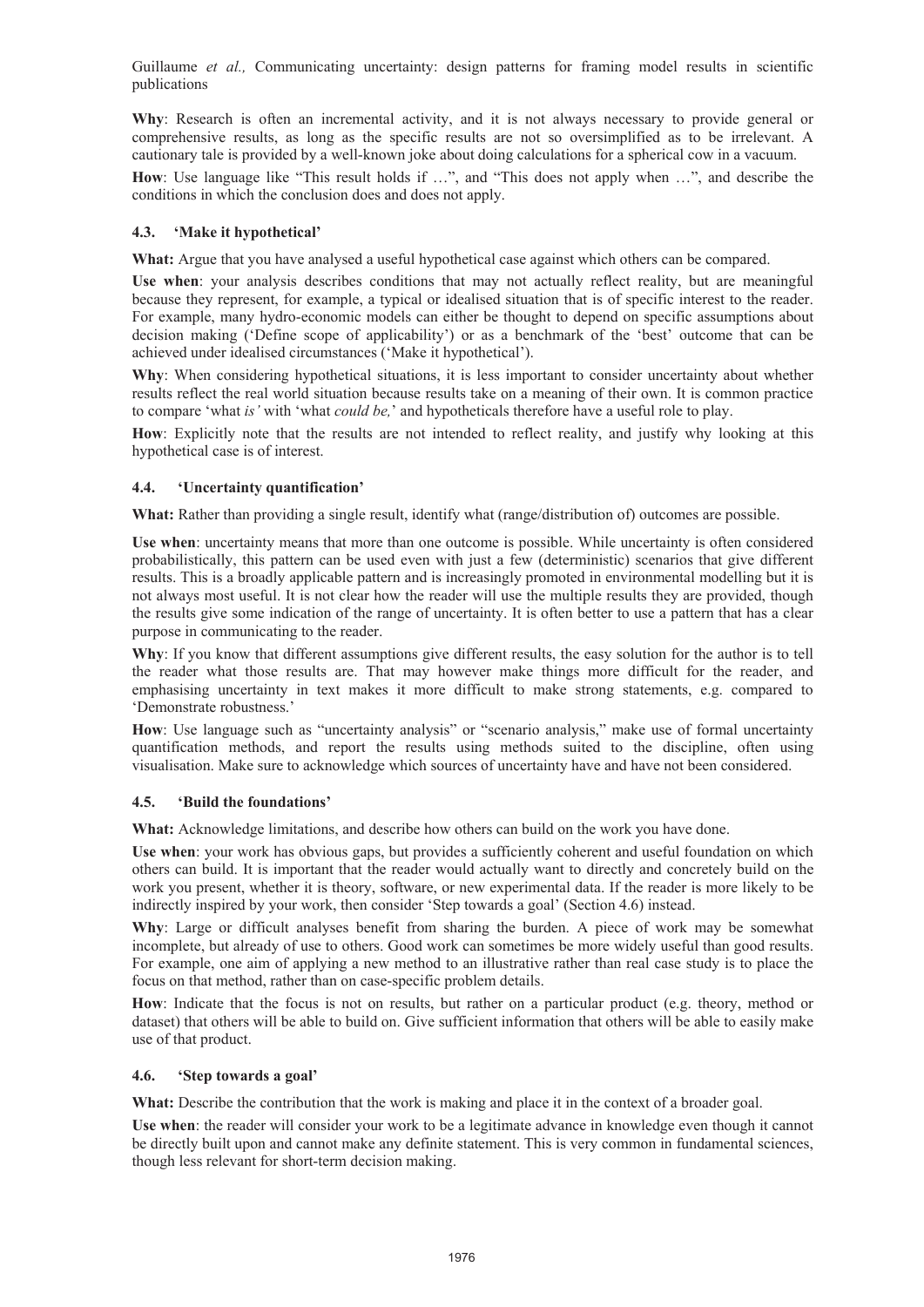**Why**: Research is often an incremental activity, and it is not always necessary to provide general or comprehensive results, as long as the specific results are not so oversimplified as to be irrelevant. A cautionary tale is provided by a well-known joke about doing calculations for a spherical cow in a vacuum.

**How**: Use language like "This result holds if …", and "This does not apply when …", and describe the conditions in which the conclusion does and does not apply.

### 4.3. 'Make it hypothetical'

**What:** Argue that you have analysed a useful hypothetical case against which others can be compared.

**Use when**: your analysis describes conditions that may not actually reflect reality, but are meaningful because they represent, for example, a typical or idealised situation that is of specific interest to the reader. For example, many hydro-economic models can either be thought to depend on specific assumptions about decision making ('Define scope of applicability') or as a benchmark of the 'best' outcome that can be achieved under idealised circumstances ('Make it hypothetical').

**Why**: When considering hypothetical situations, it is less important to consider uncertainty about whether results reflect the real world situation because results take on a meaning of their own. It is common practice to compare 'what *is'* with 'what *could be,*' and hypotheticals therefore have a useful role to play.

**How**: Explicitly note that the results are not intended to reflect reality, and justify why looking at this hypothetical case is of interest.

### 4.4. 'Uncertainty quantification'

**What:** Rather than providing a single result, identify what (range/distribution of) outcomes are possible.

**Use when**: uncertainty means that more than one outcome is possible. While uncertainty is often considered probabilistically, this pattern can be used even with just a few (deterministic) scenarios that give different results. This is a broadly applicable pattern and is increasingly promoted in environmental modelling but it is not always most useful. It is not clear how the reader will use the multiple results they are provided, though the results give some indication of the range of uncertainty. It is often better to use a pattern that has a clear purpose in communicating to the reader.

**Why**: If you know that different assumptions give different results, the easy solution for the author is to tell the reader what those results are. That may however make things more difficult for the reader, and emphasising uncertainty in text makes it more difficult to make strong statements, e.g. compared to 'Demonstrate robustness.'

**How**: Use language such as "uncertainty analysis" or "scenario analysis," make use of formal uncertainty quantification methods, and report the results using methods suited to the discipline, often using visualisation. Make sure to acknowledge which sources of uncertainty have and have not been considered.

### 4.5. 'Build the foundations'

**What:** Acknowledge limitations, and describe how others can build on the work you have done.

**Use when**: your work has obvious gaps, but provides a sufficiently coherent and useful foundation on which others can build. It is important that the reader would actually want to directly and concretely build on the work you present, whether it is theory, software, or new experimental data. If the reader is more likely to be indirectly inspired by your work, then consider 'Step towards a goal' (Section 4.6) instead.

**Why**: Large or difficult analyses benefit from sharing the burden. A piece of work may be somewhat incomplete, but already of use to others. Good work can sometimes be more widely useful than good results. For example, one aim of applying a new method to an illustrative rather than real case study is to place the focus on that method, rather than on case-specific problem details.

**How**: Indicate that the focus is not on results, but rather on a particular product (e.g. theory, method or dataset) that others will be able to build on. Give sufficient information that others will be able to easily make use of that product.

### 4.6. 'Step towards a goal'

**What:** Describe the contribution that the work is making and place it in the context of a broader goal.

**Use when**: the reader will consider your work to be a legitimate advance in knowledge even though it cannot be directly built upon and cannot make any definite statement. This is very common in fundamental sciences, though less relevant for short-term decision making.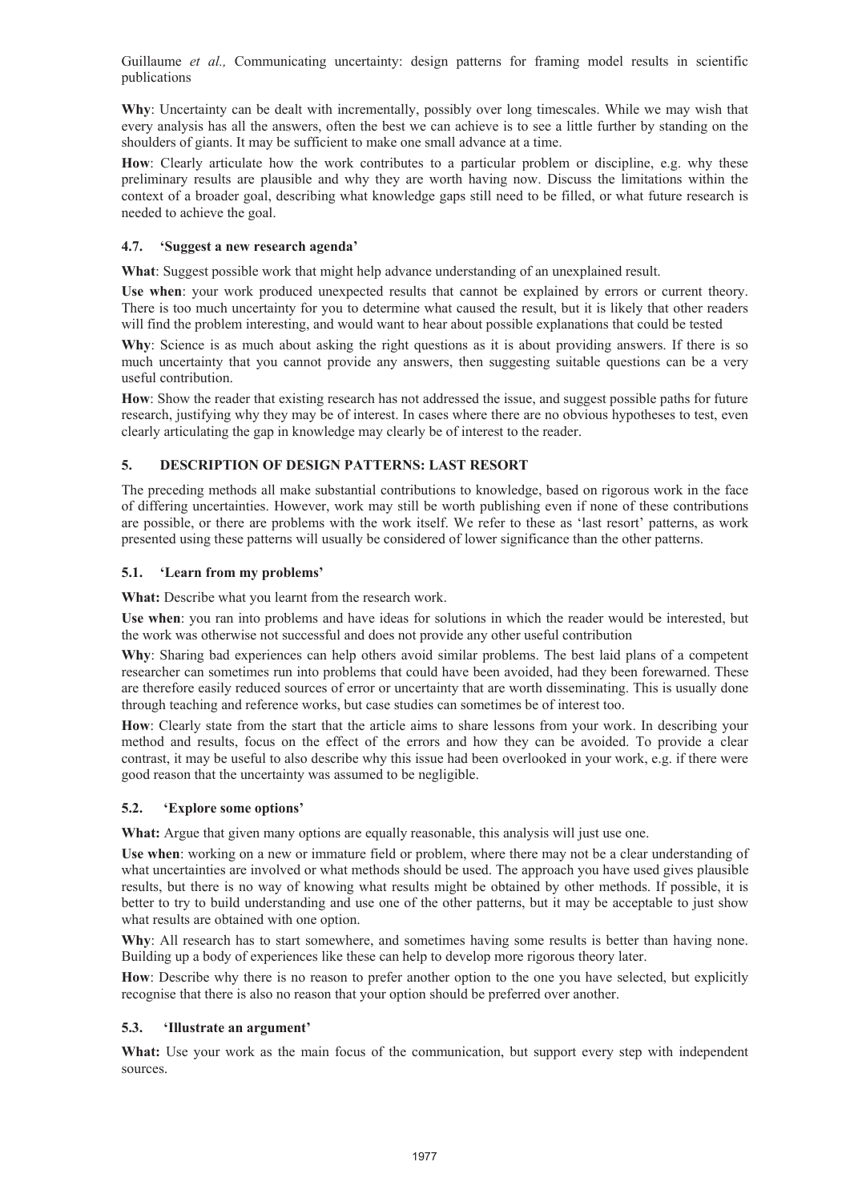**Why**: Uncertainty can be dealt with incrementally, possibly over long timescales. While we may wish that every analysis has all the answers, often the best we can achieve is to see a little further by standing on the shoulders of giants. It may be sufficient to make one small advance at a time.

**How**: Clearly articulate how the work contributes to a particular problem or discipline, e.g. why these preliminary results are plausible and why they are worth having now. Discuss the limitations within the context of a broader goal, describing what knowledge gaps still need to be filled, or what future research is needed to achieve the goal.

### 4.7. 'Suggest a new research agenda'

**What**: Suggest possible work that might help advance understanding of an unexplained result.

**Use when**: your work produced unexpected results that cannot be explained by errors or current theory. There is too much uncertainty for you to determine what caused the result, but it is likely that other readers will find the problem interesting, and would want to hear about possible explanations that could be tested

**Why**: Science is as much about asking the right questions as it is about providing answers. If there is so much uncertainty that you cannot provide any answers, then suggesting suitable questions can be a very useful contribution.

**How**: Show the reader that existing research has not addressed the issue, and suggest possible paths for future research, justifying why they may be of interest. In cases where there are no obvious hypotheses to test, even clearly articulating the gap in knowledge may clearly be of interest to the reader.

## 5. DESCRIPTION OF DESIGN PATTERNS: LAST RESORT

The preceding methods all make substantial contributions to knowledge, based on rigorous work in the face of differing uncertainties. However, work may still be worth publishing even if none of these contributions are possible, or there are problems with the work itself. We refer to these as 'last resort' patterns, as work presented using these patterns will usually be considered of lower significance than the other patterns.

### 5.1. 'Learn from my problems'

**What:** Describe what you learnt from the research work.

**Use when**: you ran into problems and have ideas for solutions in which the reader would be interested, but the work was otherwise not successful and does not provide any other useful contribution

**Why**: Sharing bad experiences can help others avoid similar problems. The best laid plans of a competent researcher can sometimes run into problems that could have been avoided, had they been forewarned. These are therefore easily reduced sources of error or uncertainty that are worth disseminating. This is usually done through teaching and reference works, but case studies can sometimes be of interest too.

**How**: Clearly state from the start that the article aims to share lessons from your work. In describing your method and results, focus on the effect of the errors and how they can be avoided. To provide a clear contrast, it may be useful to also describe why this issue had been overlooked in your work, e.g. if there were good reason that the uncertainty was assumed to be negligible.

### 5.2. 'Explore some options'

**What:** Argue that given many options are equally reasonable, this analysis will just use one.

**Use when**: working on a new or immature field or problem, where there may not be a clear understanding of what uncertainties are involved or what methods should be used. The approach you have used gives plausible results, but there is no way of knowing what results might be obtained by other methods. If possible, it is better to try to build understanding and use one of the other patterns, but it may be acceptable to just show what results are obtained with one option.

**Why**: All research has to start somewhere, and sometimes having some results is better than having none. Building up a body of experiences like these can help to develop more rigorous theory later.

**How**: Describe why there is no reason to prefer another option to the one you have selected, but explicitly recognise that there is also no reason that your option should be preferred over another.

### 5.3. 'Illustrate an argument'

**What:** Use your work as the main focus of the communication, but support every step with independent sources.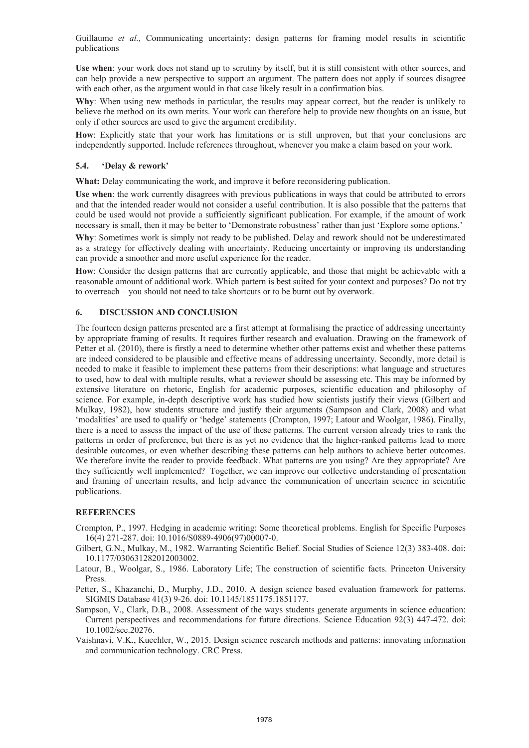**Use when**: your work does not stand up to scrutiny by itself, but it is still consistent with other sources, and can help provide a new perspective to support an argument. The pattern does not apply if sources disagree with each other, as the argument would in that case likely result in a confirmation bias.

**Why**: When using new methods in particular, the results may appear correct, but the reader is unlikely to believe the method on its own merits. Your work can therefore help to provide new thoughts on an issue, but only if other sources are used to give the argument credibility.

**How**: Explicitly state that your work has limitations or is still unproven, but that your conclusions are independently supported. Include references throughout, whenever you make a claim based on your work.

### 5.4. 'Delay & rework'

**What:** Delay communicating the work, and improve it before reconsidering publication.

**Use when**: the work currently disagrees with previous publications in ways that could be attributed to errors and that the intended reader would not consider a useful contribution. It is also possible that the patterns that could be used would not provide a sufficiently significant publication. For example, if the amount of work necessary is small, then it may be better to 'Demonstrate robustness' rather than just 'Explore some options.'

**Why**: Sometimes work is simply not ready to be published. Delay and rework should not be underestimated as a strategy for effectively dealing with uncertainty. Reducing uncertainty or improving its understanding can provide a smoother and more useful experience for the reader.

**How**: Consider the design patterns that are currently applicable, and those that might be achievable with a reasonable amount of additional work. Which pattern is best suited for your context and purposes? Do not try to overreach – you should not need to take shortcuts or to be burnt out by overwork.

## 6. DISCUSSION AND CONCLUSION

The fourteen design patterns presented are a first attempt at formalising the practice of addressing uncertainty by appropriate framing of results. It requires further research and evaluation. Drawing on the framework of Petter et al. (2010), there is firstly a need to determine whether other patterns exist and whether these patterns are indeed considered to be plausible and effective means of addressing uncertainty. Secondly, more detail is needed to make it feasible to implement these patterns from their descriptions: what language and structures to used, how to deal with multiple results, what a reviewer should be assessing etc. This may be informed by extensive literature on rhetoric, English for academic purposes, scientific education and philosophy of science. For example, in-depth descriptive work has studied how scientists justify their views (Gilbert and Mulkay, 1982), how students structure and justify their arguments (Sampson and Clark, 2008) and what 'modalities' are used to qualify or 'hedge' statements (Crompton, 1997; Latour and Woolgar, 1986). Finally, there is a need to assess the impact of the use of these patterns. The current version already tries to rank the patterns in order of preference, but there is as yet no evidence that the higher-ranked patterns lead to more desirable outcomes, or even whether describing these patterns can help authors to achieve better outcomes. We therefore invite the reader to provide feedback. What patterns are you using? Are they appropriate? Are they sufficiently well implemented? Together, we can improve our collective understanding of presentation and framing of uncertain results, and help advance the communication of uncertain science in scientific publications.

## REFERENCES

Crompton, P., 1997. Hedging in academic writing: Some theoretical problems. English for Specific Purposes 16(4) 271-287. doi: 10.1016/S0889-4906(97)00007-0.

Gilbert, G.N., Mulkay, M., 1982. Warranting Scientific Belief. Social Studies of Science 12(3) 383-408. doi: 10.1177/030631282012003002.

Latour, B., Woolgar, S., 1986. Laboratory Life; The construction of scientific facts. Princeton University Press.

Petter, S., Khazanchi, D., Murphy, J.D., 2010. A design science based evaluation framework for patterns. SIGMIS Database 41(3) 9-26. doi: 10.1145/1851175.1851177.

Sampson, V., Clark, D.B., 2008. Assessment of the ways students generate arguments in science education: Current perspectives and recommendations for future directions. Science Education 92(3) 447-472. doi: 10.1002/sce.20276.

Vaishnavi, V.K., Kuechler, W., 2015. Design science research methods and patterns: innovating information and communication technology. CRC Press.